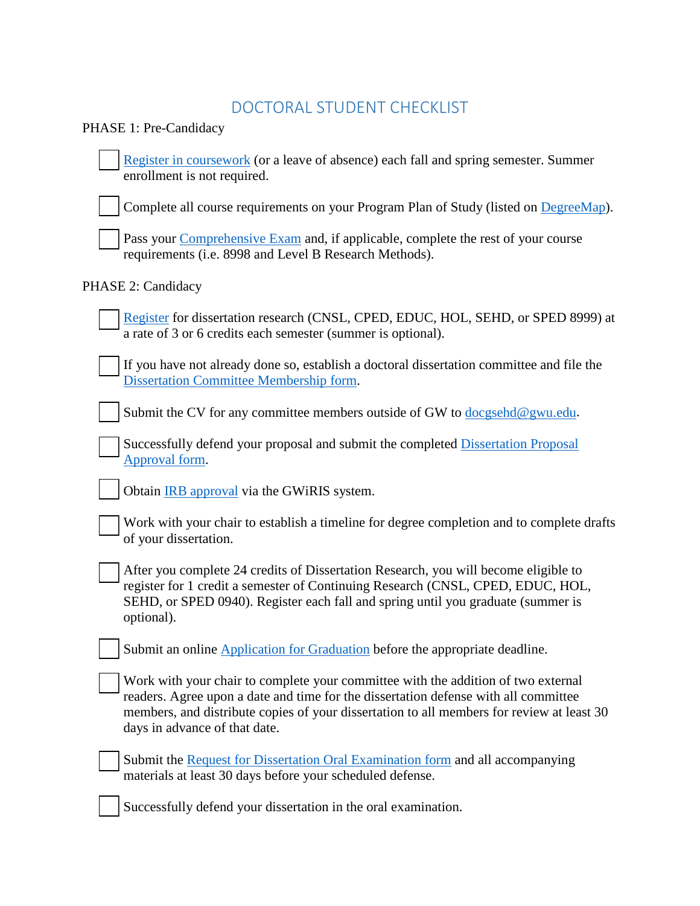# DOCTORAL STUDENT CHECKLIST

## PHASE 1: Pre-Candidacy

- [ ] Register in coursework (or a leave of absence) each fall and spring semester. Summer enrollment is not required.
- [ ] Complete all course requirements on your Program Plan of Study (listed on DegreeMap).
- [ ] Pass your Comprehensive Exam and, if applicable, complete the rest of your course requirements (i.e. 8998 and Level B Research Methods).

## PHASE 2: Candidacy

- [ ] Register for dissertation research (CNSL, CPED, EDUC, HOL, SEHD, or SPED 8999) at a rate of 3 or 6 credits each semester (summer is optional).
- [ ] If you have not already done so, establish a doctoral dissertation committee and file the Dissertation Committee Membership form.
- [ ] Submit the CV for any committee members outside of GW to docgsehd@gwu.edu.
- [ ] Successfully defend your proposal and submit the completed Dissertation Proposal Approval form.
- [ ] Obtain IRB approval via the GWiRIS system.
- [ ] Work with your chair to establish a timeline for degree completion and to complete drafts of your dissertation.
- [ ] After you complete 24 credits of Dissertation Research, you will become eligible to register for 1 credit a semester of Continuing Research (CNSL, CPED, EDUC, HOL, SEHD, or SPED 0940). Register each fall and spring until you graduate (summer is optional).
- [ ] Submit an online Application for Graduation before the appropriate deadline.
- [ ] Work with your chair to complete your committee with the addition of two external readers. Agree upon a date and time for the dissertation defense with all committee members, and distribute copies of your dissertation to all members for review at least 30 days in advance of that date.
- [ ] Submit the Request for Dissertation Oral Examination form and all accompanying materials at least 30 days before your scheduled defense.
- [ ] Successfully defend your dissertation in the oral examination.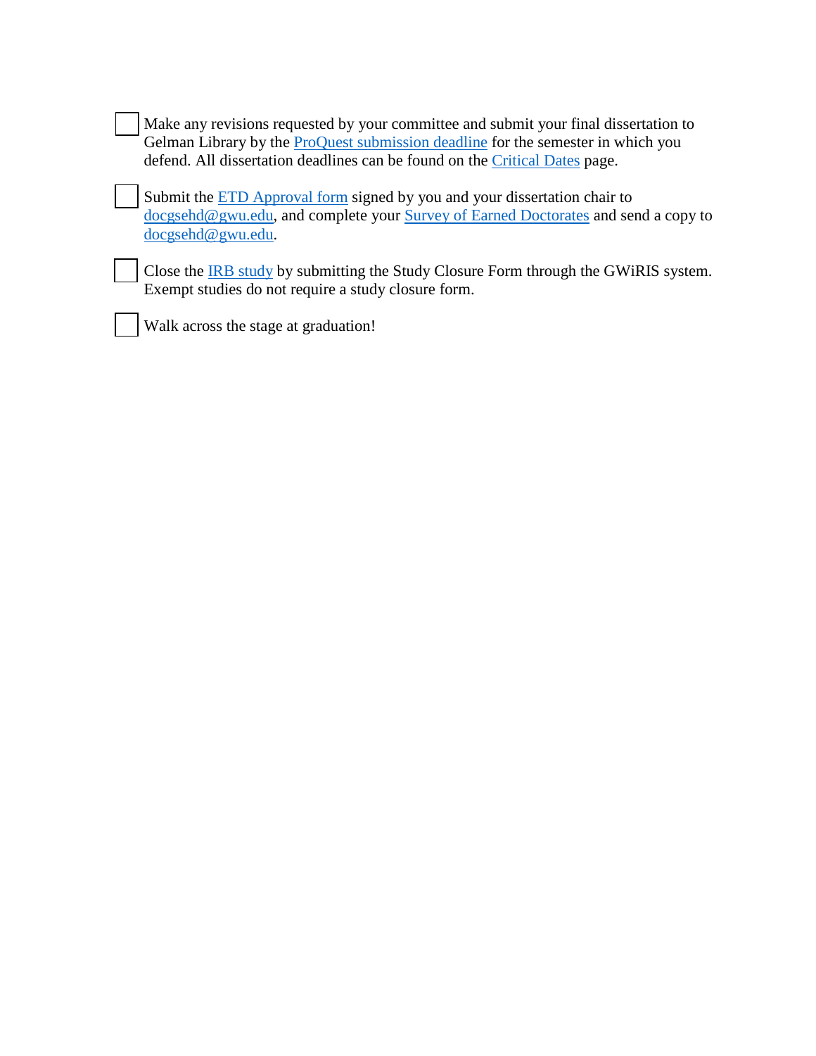- [ ] Make any revisions requested by your committee and submit your final dissertation to Gelman Library by the ProQuest submission deadline for the semester in which you defend. All dissertation deadlines can be found on the Critical Dates page.

- [ ] Submit the ETD Approval form signed by you and your dissertation chair to docgsehd@gwu.edu, and complete your Survey of Earned Doctorates and send a copy to docgsehd@gwu.edu.

- [ ] Close the IRB study by submitting the Study Closure Form through the GWiRIS system. Exempt studies do not require a study closure form.

- [ ] Walk across the stage at graduation!